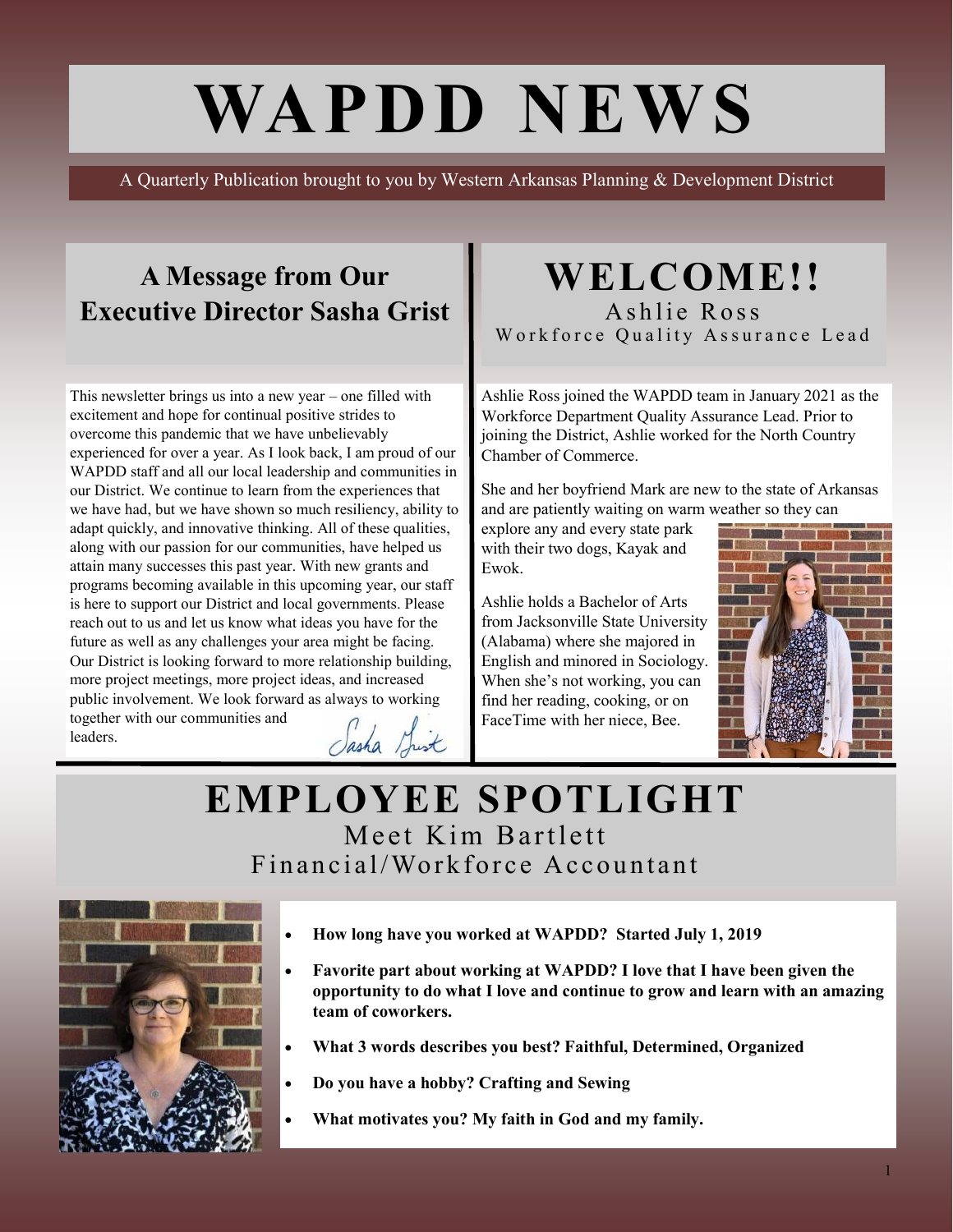# WAPDD NEWS

A Quarterly Publication brought to you by Western Arkansas Planning & Development District

## A Message from Our Executive Director Sasha Grist

This newsletter brings us into a new year – one filled with excitement and hope for continual positive strides to overcome this pandemic that we have unbelievably experienced for over a year. As I look back, I am proud of our WAPDD staff and all our local leadership and communities in our District. We continue to learn from the experiences that we have had, but we have shown so much resiliency, ability to adapt quickly, and innovative thinking. All of these qualities, along with our passion for our communities, have helped us attain many successes this past year. With new grants and programs becoming available in this upcoming year, our staff is here to support our District and local governments. Please reach out to us and let us know what ideas you have for the future as well as any challenges your area might be facing. Our District is looking forward to more relationship building, more project meetings, more project ideas, and increased public involvement. We look forward as always to working together with our communities and leaders.

Sasha Grist

## WELCOME!!

Ashlie Ross

Workforce Quality Assurance Lead

Ashlie Ross joined the WAPDD team in January 2021 as the Workforce Department Quality Assurance Lead. Prior to joining the District, Ashlie worked for the North Country Chamber of Commerce.

She and her boyfriend Mark are new to the state of Arkansas and are patiently waiting on warm weather so they can explore any and every state park with their two dogs, Kayak and Ewok.

Ashlie holds a Bachelor of Arts from Jacksonville State University (Alabama) where she majored in English and minored in Sociology. When she's not working, you can find her reading, cooking, or on FaceTime with her niece, Bee.

## EMPLOYEE SPOTLIGHT

Meet Kim Bartlett

Financial/Workforce Accountant

- **How long have you worked at WAPDD? Started July 1, 2019**
- **Favorite part about working at WAPDD? I love that I have been given the opportunity to do what I love and continue to grow and learn with an amazing team of coworkers.**
- **What 3 words describes you best? Faithful, Determined, Organized**
- **Do you have a hobby? Crafting and Sewing**
- **What motivates you? My faith in God and my family.**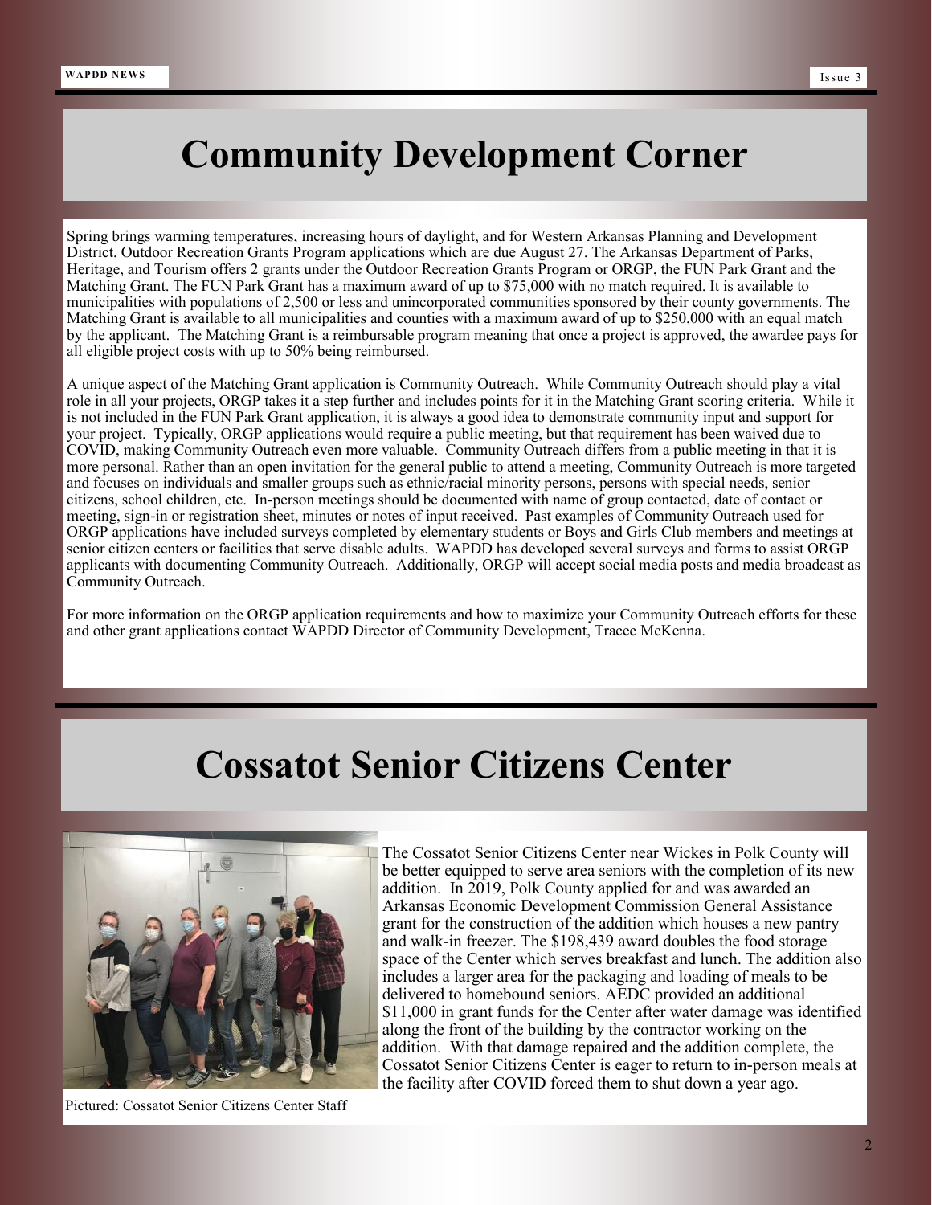# Community Development Corner

Spring brings warming temperatures, increasing hours of daylight, and for Western Arkansas Planning and Development District, Outdoor Recreation Grants Program applications which are due August 27. The Arkansas Department of Parks, Heritage, and Tourism offers 2 grants under the Outdoor Recreation Grants Program or ORGP, the FUN Park Grant and the Matching Grant. The FUN Park Grant has a maximum award of up to $75,000 with no match required. It is available to municipalities with populations of 2,500 or less and unincorporated communities sponsored by their county governments. The Matching Grant is available to all municipalities and counties with a maximum award of up to $250,000 with an equal match by the applicant. The Matching Grant is a reimbursable program meaning that once a project is approved, the awardee pays for all eligible project costs with up to 50% being reimbursed.

A unique aspect of the Matching Grant application is Community Outreach. While Community Outreach should play a vital role in all your projects, ORGP takes it a step further and includes points for it in the Matching Grant scoring criteria. While it is not included in the FUN Park Grant application, it is always a good idea to demonstrate community input and support for your project. Typically, ORGP applications would require a public meeting, but that requirement has been waived due to COVID, making Community Outreach even more valuable. Community Outreach differs from a public meeting in that it is more personal. Rather than an open invitation for the general public to attend a meeting, Community Outreach is more targeted and focuses on individuals and smaller groups such as ethnic/racial minority persons, persons with special needs, senior citizens, school children, etc. In-person meetings should be documented with name of group contacted, date of contact or meeting, sign-in or registration sheet, minutes or notes of input received. Past examples of Community Outreach used for ORGP applications have included surveys completed by elementary students or Boys and Girls Club members and meetings at senior citizen centers or facilities that serve disable adults. WAPDD has developed several surveys and forms to assist ORGP applicants with documenting Community Outreach. Additionally, ORGP will accept social media posts and media broadcast as Community Outreach.

For more information on the ORGP application requirements and how to maximize your Community Outreach efforts for these and other grant applications contact WAPDD Director of Community Development, Tracee McKenna.

# Cossatot Senior Citizens Center

The Cossatot Senior Citizens Center near Wickes in Polk County will be better equipped to serve area seniors with the completion of its new addition. In 2019, Polk County applied for and was awarded an Arkansas Economic Development Commission General Assistance grant for the construction of the addition which houses a new pantry and walk-in freezer. The $198,439 award doubles the food storage space of the Center which serves breakfast and lunch. The addition also includes a larger area for the packaging and loading of meals to be delivered to homebound seniors. AEDC provided an additional $11,000 in grant funds for the Center after water damage was identified along the front of the building by the contractor working on the addition. With that damage repaired and the addition complete, the Cossatot Senior Citizens Center is eager to return to in-person meals at the facility after COVID forced them to shut down a year ago.

Pictured: Cossatot Senior Citizens Center Staff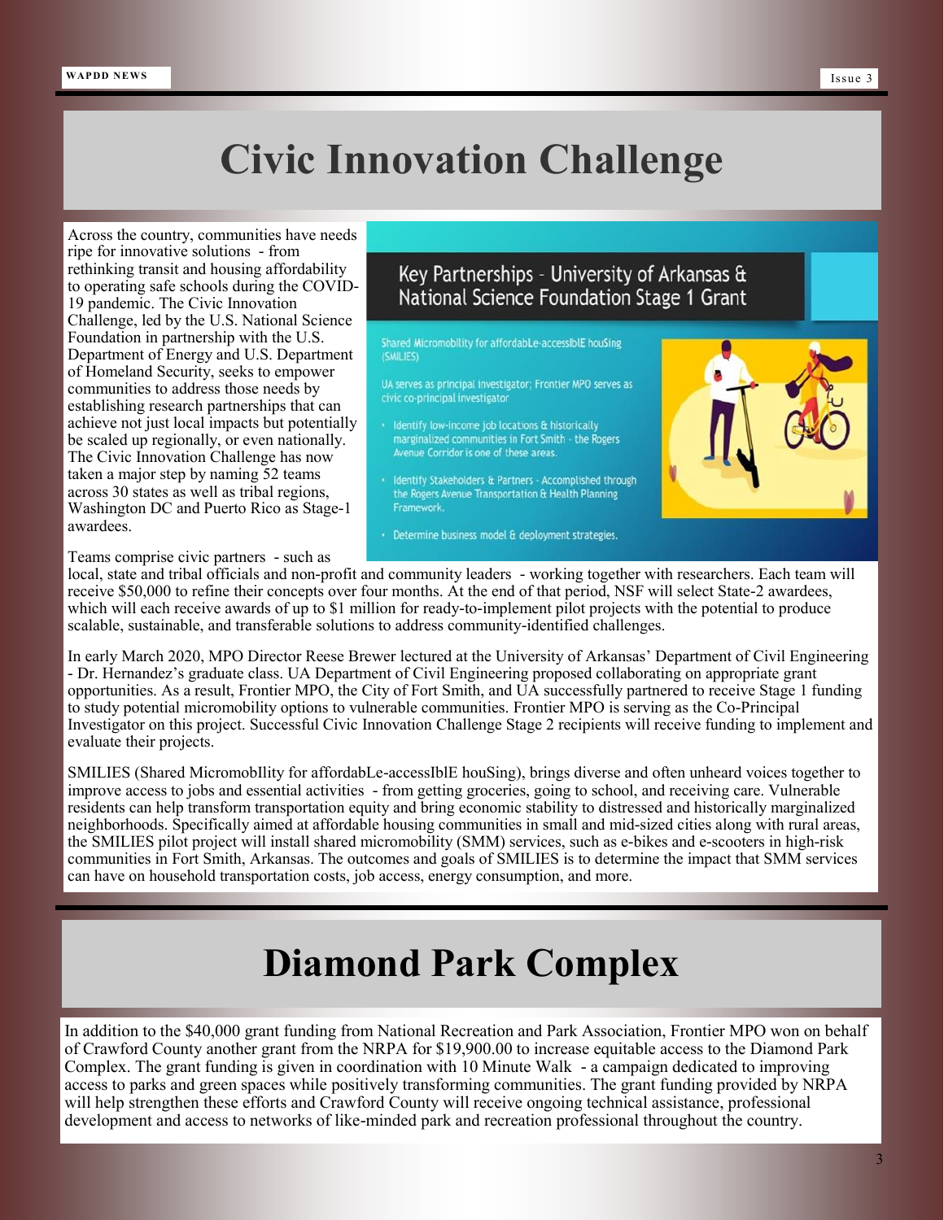# Civic Innovation Challenge

Across the country, communities have needs ripe for innovative solutions - from rethinking transit and housing affordability to operating safe schools during the COVID-19 pandemic. The Civic Innovation Challenge, led by the U.S. National Science Foundation in partnership with the U.S. Department of Energy and U.S. Department of Homeland Security, seeks to empower communities to address those needs by establishing research partnerships that can achieve not just local impacts but potentially be scaled up regionally, or even nationally. The Civic Innovation Challenge has now taken a major step by naming 52 teams across 30 states as well as tribal regions, Washington DC and Puerto Rico as Stage-1 awardees.

## Key Partnerships - University of Arkansas & National Science Foundation Stage 1 Grant

Shared Micromobility for affordabLe-accessIblE houSing (SMILIES)

UA serves as principal investigator; Frontier MPO serves as civic co-principal investigator

- Identify low-income job locations & historically marginalized communities in Fort Smith - the Rogers Avenue Corridor is one of these areas.
- Identify Stakeholders & Partners - Accomplished through the Rogers Avenue Transportation & Health Planning Framework.
- Determine business model & deployment strategies.

Teams comprise civic partners - such as local, state and tribal officials and non-profit and community leaders - working together with researchers. Each team will receive $50,000 to refine their concepts over four months. At the end of that period, NSF will select State-2 awardees, which will each receive awards of up to $1 million for ready-to-implement pilot projects with the potential to produce scalable, sustainable, and transferable solutions to address community-identified challenges.

In early March 2020, MPO Director Reese Brewer lectured at the University of Arkansas' Department of Civil Engineering - Dr. Hernandez's graduate class. UA Department of Civil Engineering proposed collaborating on appropriate grant opportunities. As a result, Frontier MPO, the City of Fort Smith, and UA successfully partnered to receive Stage 1 funding to study potential micromobility options to vulnerable communities. Frontier MPO is serving as the Co-Principal Investigator on this project. Successful Civic Innovation Challenge Stage 2 recipients will receive funding to implement and evaluate their projects.

SMILIES (Shared MicromobIlity for affordabLe-accessIblE houSing), brings diverse and often unheard voices together to improve access to jobs and essential activities - from getting groceries, going to school, and receiving care. Vulnerable residents can help transform transportation equity and bring economic stability to distressed and historically marginalized neighborhoods. Specifically aimed at affordable housing communities in small and mid-sized cities along with rural areas, the SMILIES pilot project will install shared micromobility (SMM) services, such as e-bikes and e-scooters in high-risk communities in Fort Smith, Arkansas. The outcomes and goals of SMILIES is to determine the impact that SMM services can have on household transportation costs, job access, energy consumption, and more.

# Diamond Park Complex

In addition to the $40,000 grant funding from National Recreation and Park Association, Frontier MPO won on behalf of Crawford County another grant from the NRPA for $19,900.00 to increase equitable access to the Diamond Park Complex. The grant funding is given in coordination with 10 Minute Walk - a campaign dedicated to improving access to parks and green spaces while positively transforming communities. The grant funding provided by NRPA will help strengthen these efforts and Crawford County will receive ongoing technical assistance, professional development and access to networks of like-minded park and recreation professional throughout the country.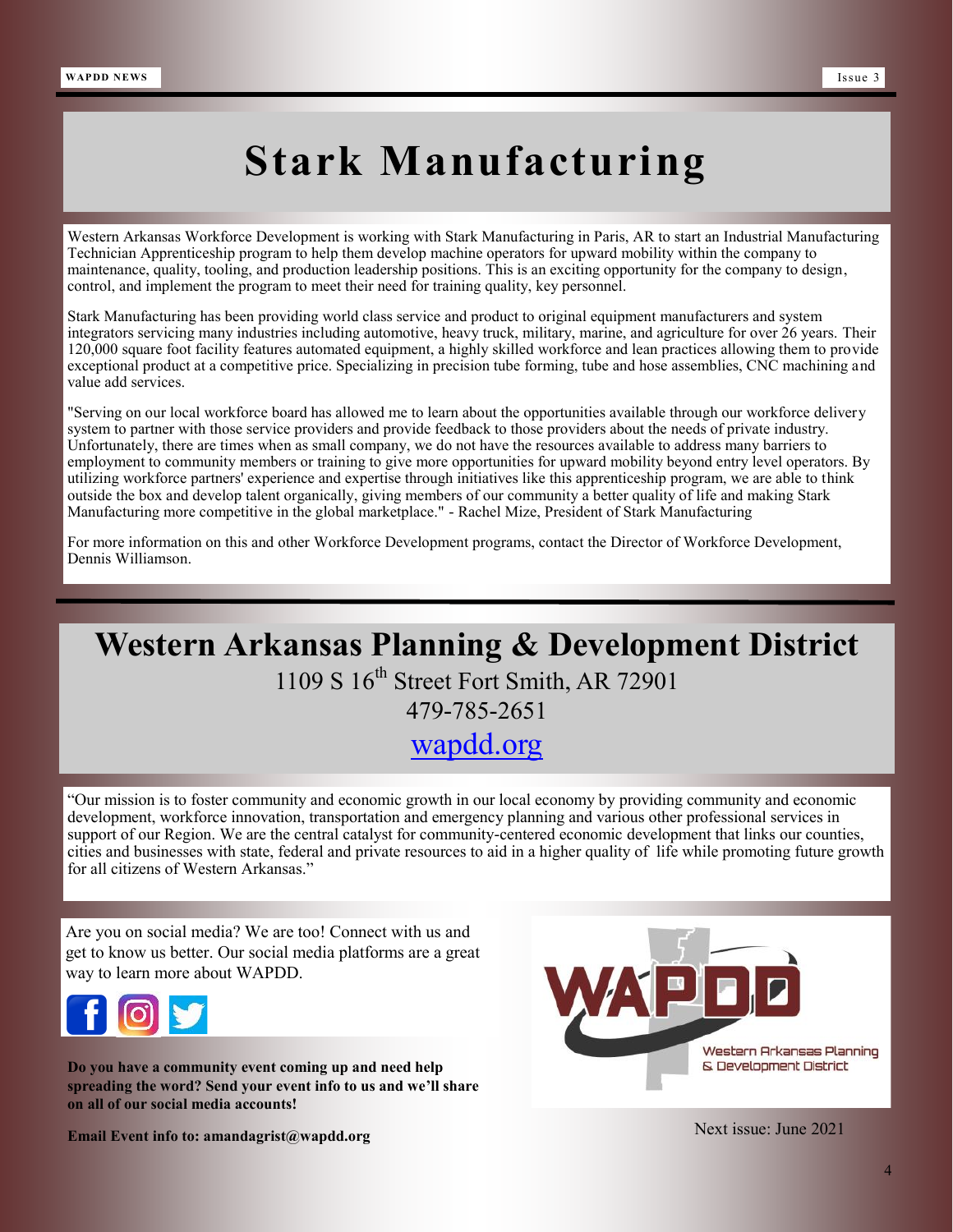# Stark Manufacturing

Western Arkansas Workforce Development is working with Stark Manufacturing in Paris, AR to start an Industrial Manufacturing Technician Apprenticeship program to help them develop machine operators for upward mobility within the company to maintenance, quality, tooling, and production leadership positions. This is an exciting opportunity for the company to design, control, and implement the program to meet their need for training quality, key personnel.

Stark Manufacturing has been providing world class service and product to original equipment manufacturers and system integrators servicing many industries including automotive, heavy truck, military, marine, and agriculture for over 26 years. Their 120,000 square foot facility features automated equipment, a highly skilled workforce and lean practices allowing them to provide exceptional product at a competitive price. Specializing in precision tube forming, tube and hose assemblies, CNC machining and value add services.

"Serving on our local workforce board has allowed me to learn about the opportunities available through our workforce delivery system to partner with those service providers and provide feedback to those providers about the needs of private industry. Unfortunately, there are times when as small company, we do not have the resources available to address many barriers to employment to community members or training to give more opportunities for upward mobility beyond entry level operators. By utilizing workforce partners' experience and expertise through initiatives like this apprenticeship program, we are able to think outside the box and develop talent organically, giving members of our community a better quality of life and making Stark Manufacturing more competitive in the global marketplace." - Rachel Mize, President of Stark Manufacturing

For more information on this and other Workforce Development programs, contact the Director of Workforce Development, Dennis Williamson.

## Western Arkansas Planning & Development District

1109 S 16th Street Fort Smith, AR 72901

479-785-2651

wapdd.org

"Our mission is to foster community and economic growth in our local economy by providing community and economic development, workforce innovation, transportation and emergency planning and various other professional services in support of our Region. We are the central catalyst for community-centered economic development that links our counties, cities and businesses with state, federal and private resources to aid in a higher quality of life while promoting future growth for all citizens of Western Arkansas."

Are you on social media? We are too! Connect with us and get to know us better. Our social media platforms are a great way to learn more about WAPDD.

**Do you have a community event coming up and need help spreading the word? Send your event info to us and we'll share on all of our social media accounts!**

**Email Event info to: amandagrist@wapdd.org**

WAPDD Western Arkansas Planning & Development District

Next issue: June 2021